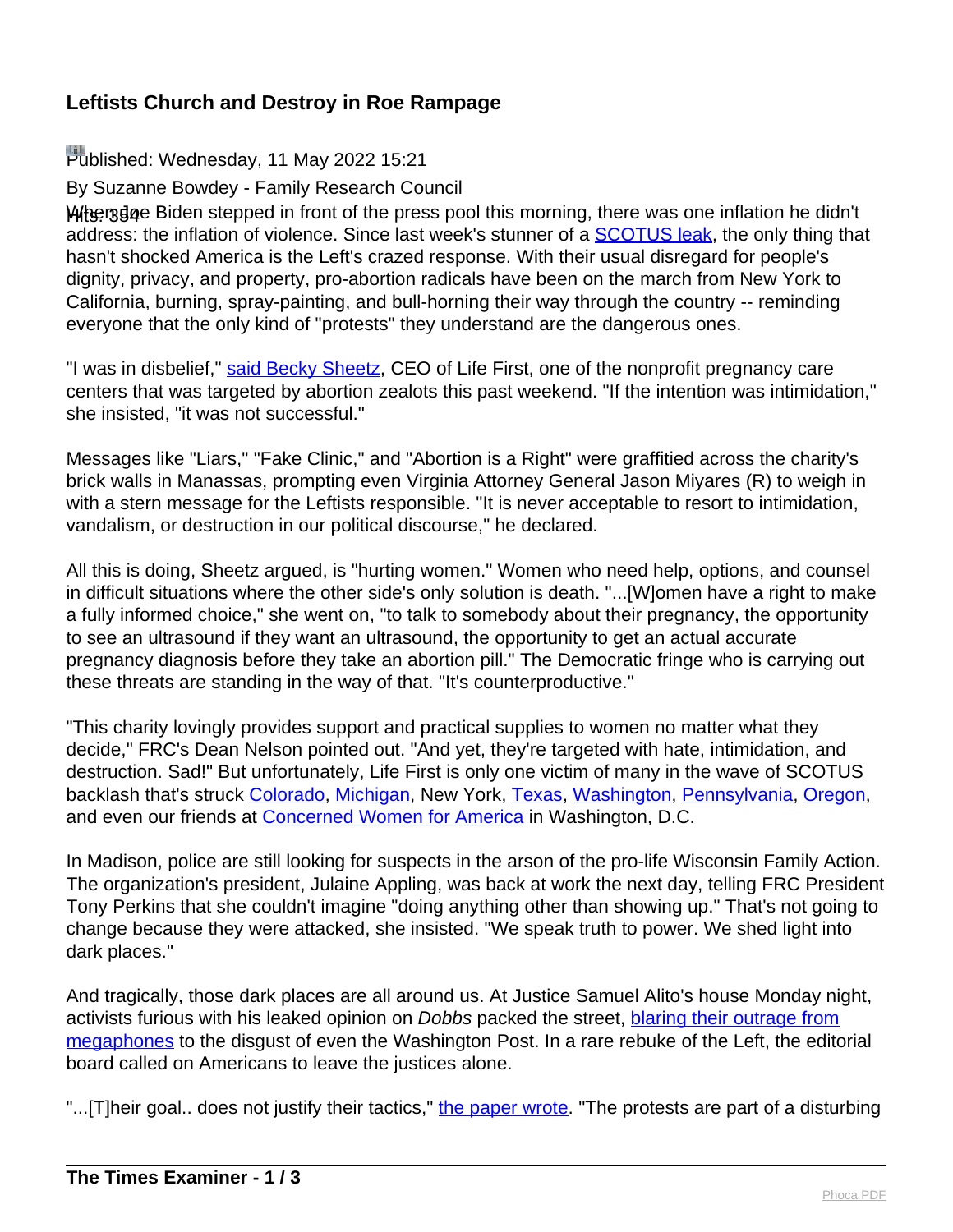## Leftists Church and Destroy in Roe Rampage

Published: Wednesday, 11 May 2022 15:21

By Suzanne Bowdey - Family Research Council

Hits: 394

When Joe Biden stepped in front of the press pool this morning, there was one inflation he didn't address: the inflation of violence. Since last week's stunner of a SCOTUS leak, the only thing that hasn't shocked America is the Left's crazed response. With their usual disregard for people's dignity, privacy, and property, pro-abortion radicals have been on the march from New York to California, burning, spray-painting, and bull-horning their way through the country -- reminding everyone that the only kind of "protests" they understand are the dangerous ones.

"I was in disbelief," said Becky Sheetz, CEO of Life First, one of the nonprofit pregnancy care centers that was targeted by abortion zealots this past weekend. "If the intention was intimidation," she insisted, "it was not successful."

Messages like "Liars," "Fake Clinic," and "Abortion is a Right" were graffitied across the charity's brick walls in Manassas, prompting even Virginia Attorney General Jason Miyares (R) to weigh in with a stern message for the Leftists responsible. "It is never acceptable to resort to intimidation, vandalism, or destruction in our political discourse," he declared.

All this is doing, Sheetz argued, is "hurting women." Women who need help, options, and counsel in difficult situations where the other side's only solution is death. "...[W]omen have a right to make a fully informed choice," she went on, "to talk to somebody about their pregnancy, the opportunity to see an ultrasound if they want an ultrasound, the opportunity to get an actual accurate pregnancy diagnosis before they take an abortion pill." The Democratic fringe who is carrying out these threats are standing in the way of that. "It's counterproductive."

"This charity lovingly provides support and practical supplies to women no matter what they decide," FRC's Dean Nelson pointed out. "And yet, they're targeted with hate, intimidation, and destruction. Sad!" But unfortunately, Life First is only one victim of many in the wave of SCOTUS backlash that's struck Colorado, Michigan, New York, Texas, Washington, Pennsylvania, Oregon, and even our friends at Concerned Women for America in Washington, D.C.

In Madison, police are still looking for suspects in the arson of the pro-life Wisconsin Family Action. The organization's president, Julaine Appling, was back at work the next day, telling FRC President Tony Perkins that she couldn't imagine "doing anything other than showing up." That's not going to change because they were attacked, she insisted. "We speak truth to power. We shed light into dark places."

And tragically, those dark places are all around us. At Justice Samuel Alito's house Monday night, activists furious with his leaked opinion on *Dobbs* packed the street, blaring their outrage from megaphones to the disgust of even the Washington Post. In a rare rebuke of the Left, the editorial board called on Americans to leave the justices alone.

"...[T]heir goal.. does not justify their tactics," the paper wrote. "The protests are part of a disturbing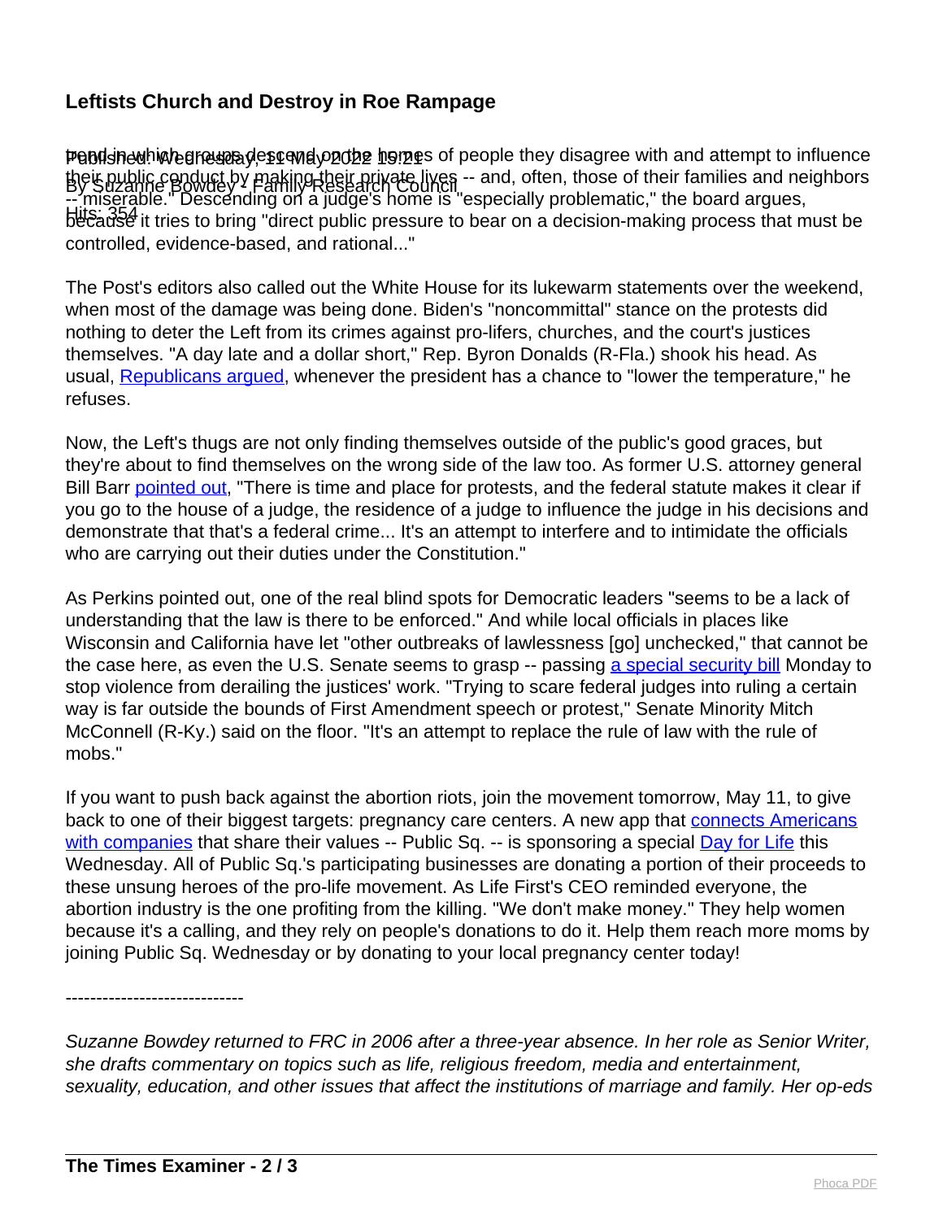## Leftists Church and Destroy in Roe Rampage

trend in which groups descend on the homes of people they disagree with and attempt to influence their public conduct by making their private lives -- and, often, those of their families and neighbors -- miserable." Descending on a judge's home is "especially problematic," the board argues, because it tries to bring "direct public pressure to bear on a decision-making process that must be controlled, evidence-based, and rational..."

The Post's editors also called out the White House for its lukewarm statements over the weekend, when most of the damage was being done. Biden's "noncommittal" stance on the protests did nothing to deter the Left from its crimes against pro-lifers, churches, and the court's justices themselves. "A day late and a dollar short," Rep. Byron Donalds (R-Fla.) shook his head. As usual, Republicans argued, whenever the president has a chance to "lower the temperature," he refuses.

Now, the Left's thugs are not only finding themselves outside of the public's good graces, but they're about to find themselves on the wrong side of the law too. As former U.S. attorney general Bill Barr pointed out, "There is time and place for protests, and the federal statute makes it clear if you go to the house of a judge, the residence of a judge to influence the judge in his decisions and demonstrate that that's a federal crime... It's an attempt to interfere and to intimidate the officials who are carrying out their duties under the Constitution."

As Perkins pointed out, one of the real blind spots for Democratic leaders "seems to be a lack of understanding that the law is there to be enforced." And while local officials in places like Wisconsin and California have let "other outbreaks of lawlessness [go] unchecked," that cannot be the case here, as even the U.S. Senate seems to grasp -- passing a special security bill Monday to stop violence from derailing the justices' work. "Trying to scare federal judges into ruling a certain way is far outside the bounds of First Amendment speech or protest," Senate Minority Mitch McConnell (R-Ky.) said on the floor. "It's an attempt to replace the rule of law with the rule of mobs."

If you want to push back against the abortion riots, join the movement tomorrow, May 11, to give back to one of their biggest targets: pregnancy care centers. A new app that connects Americans with companies that share their values -- Public Sq. -- is sponsoring a special Day for Life this Wednesday. All of Public Sq.'s participating businesses are donating a portion of their proceeds to these unsung heroes of the pro-life movement. As Life First's CEO reminded everyone, the abortion industry is the one profiting from the killing. "We don't make money." They help women because it's a calling, and they rely on people's donations to do it. Help them reach more moms by joining Public Sq. Wednesday or by donating to your local pregnancy center today!

-----------------------------

*Suzanne Bowdey returned to FRC in 2006 after a three-year absence. In her role as Senior Writer, she drafts commentary on topics such as life, religious freedom, media and entertainment, sexuality, education, and other issues that affect the institutions of marriage and family. Her op-eds*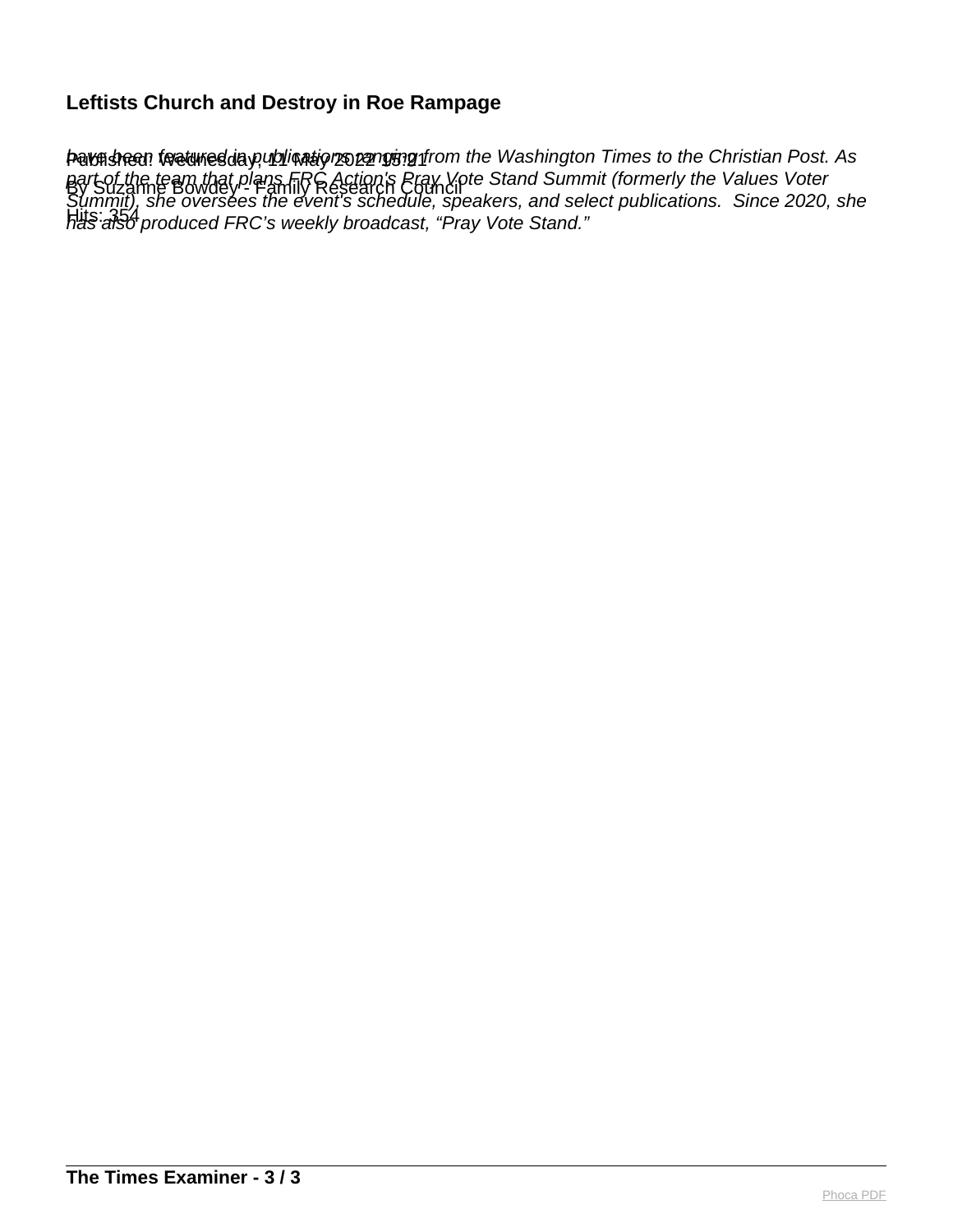*have been featured in publications ranging from the Washington Times to the Christian Post. As part of the team that plans FRC Action's Pray Vote Stand Summit (formerly the Values Voter Summit), she oversees the event's schedule, speakers, and select publications. Since 2020, she has also produced FRC's weekly broadcast, "Pray Vote Stand."*